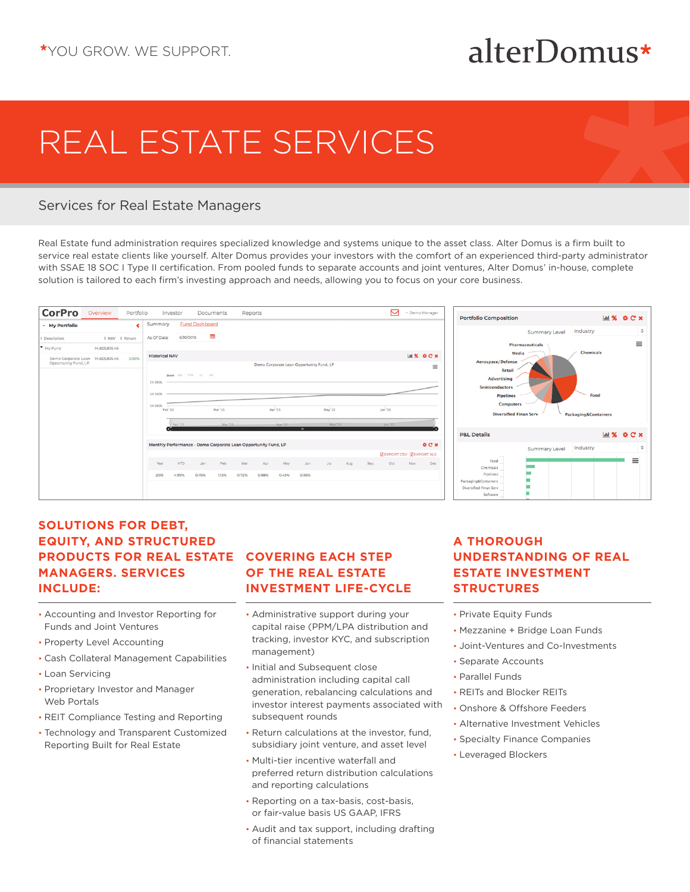*YOU GROW. WE SUPPORT.

alterDomus*

# REAL ESTATE SERVICES

## Services for Real Estate Managers

Real Estate fund administration requires specialized knowledge and systems unique to the asset class. Alter Domus is a firm built to service real estate clients like yourself. Alter Domus provides your investors with the comfort of an experienced third-party administrator with SSAE 18 SOC I Type II certification. From pooled funds to separate accounts and joint ventures, Alter Domus' in-house, complete solution is tailored to each firm's investing approach and needs, allowing you to focus on your core business.

### SOLUTIONS FOR DEBT, EQUITY, AND STRUCTURED PRODUCTS FOR REAL ESTATE MANAGERS. SERVICES INCLUDE:

- Accounting and Investor Reporting for Funds and Joint Ventures
- Property Level Accounting
- Cash Collateral Management Capabilities
- Loan Servicing
- Proprietary Investor and Manager Web Portals
- REIT Compliance Testing and Reporting
- Technology and Transparent Customized Reporting Built for Real Estate

### COVERING EACH STEP OF THE REAL ESTATE INVESTMENT LIFE-CYCLE

- Administrative support during your capital raise (PPM/LPA distribution and tracking, investor KYC, and subscription management)
- Initial and Subsequent close administration including capital call generation, rebalancing calculations and investor interest payments associated with subsequent rounds
- Return calculations at the investor, fund, subsidiary joint venture, and asset level
- Multi-tier incentive waterfall and preferred return distribution calculations and reporting calculations
- Reporting on a tax-basis, cost-basis, or fair-value basis US GAAP, IFRS
- Audit and tax support, including drafting of financial statements

### A THOROUGH UNDERSTANDING OF REAL ESTATE INVESTMENT STRUCTURES

- Private Equity Funds
- Mezzanine + Bridge Loan Funds
- Joint-Ventures and Co-Investments
- Separate Accounts
- Parallel Funds
- REITs and Blocker REITs
- Onshore & Offshore Feeders
- Alternative Investment Vehicles
- Specialty Finance Companies
- Leveraged Blockers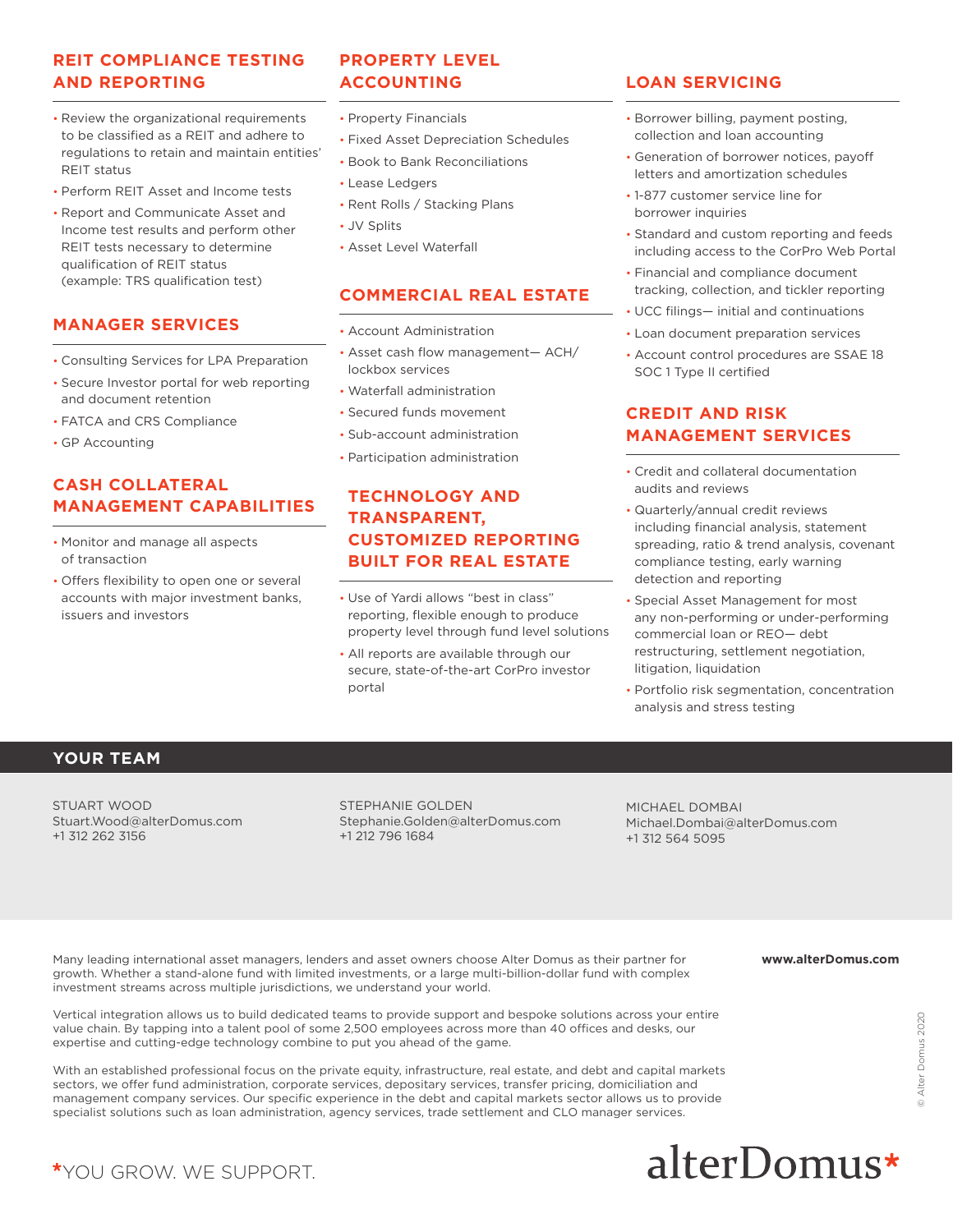## REIT COMPLIANCE TESTING AND REPORTING

- Review the organizational requirements to be classified as a REIT and adhere to regulations to retain and maintain entities' REIT status
- Perform REIT Asset and Income tests
- Report and Communicate Asset and Income test results and perform other REIT tests necessary to determine qualification of REIT status (example: TRS qualification test)

## MANAGER SERVICES

- Consulting Services for LPA Preparation
- Secure Investor portal for web reporting and document retention
- FATCA and CRS Compliance
- GP Accounting

## CASH COLLATERAL MANAGEMENT CAPABILITIES

- Monitor and manage all aspects of transaction
- Offers flexibility to open one or several accounts with major investment banks, issuers and investors

## PROPERTY LEVEL ACCOUNTING

- Property Financials
- Fixed Asset Depreciation Schedules
- Book to Bank Reconciliations
- Lease Ledgers
- Rent Rolls / Stacking Plans
- JV Splits
- Asset Level Waterfall

## COMMERCIAL REAL ESTATE

- Account Administration
- Asset cash flow management— ACH/ lockbox services
- Waterfall administration
- Secured funds movement
- Sub-account administration
- Participation administration

## TECHNOLOGY AND TRANSPARENT, CUSTOMIZED REPORTING BUILT FOR REAL ESTATE

- Use of Yardi allows "best in class" reporting, flexible enough to produce property level through fund level solutions
- All reports are available through our secure, state-of-the-art CorPro investor portal

## LOAN SERVICING

- Borrower billing, payment posting, collection and loan accounting
- Generation of borrower notices, payoff letters and amortization schedules
- 1-877 customer service line for borrower inquiries
- Standard and custom reporting and feeds including access to the CorPro Web Portal
- Financial and compliance document tracking, collection, and tickler reporting
- UCC filings— initial and continuations
- Loan document preparation services
- Account control procedures are SSAE 18 SOC 1 Type II certified

## CREDIT AND RISK MANAGEMENT SERVICES

- Credit and collateral documentation audits and reviews
- Quarterly/annual credit reviews including financial analysis, statement spreading, ratio & trend analysis, covenant compliance testing, early warning detection and reporting
- Special Asset Management for most any non-performing or under-performing commercial loan or REO— debt restructuring, settlement negotiation, litigation, liquidation
- Portfolio risk segmentation, concentration analysis and stress testing

## YOUR TEAM

STUART WOOD
Stuart.Wood@alterDomus.com
+1 312 262 3156

STEPHANIE GOLDEN
Stephanie.Golden@alterDomus.com
+1 212 796 1684

MICHAEL DOMBAI
Michael.Dombai@alterDomus.com
+1 312 564 5095

Many leading international asset managers, lenders and asset owners choose Alter Domus as their partner for growth. Whether a stand-alone fund with limited investments, or a large multi-billion-dollar fund with complex investment streams across multiple jurisdictions, we understand your world.

Vertical integration allows us to build dedicated teams to provide support and bespoke solutions across your entire value chain. By tapping into a talent pool of some 2,500 employees across more than 40 offices and desks, our expertise and cutting-edge technology combine to put you ahead of the game.

With an established professional focus on the private equity, infrastructure, real estate, and debt and capital markets sectors, we offer fund administration, corporate services, depositary services, transfer pricing, domiciliation and management company services. Our specific experience in the debt and capital markets sector allows us to provide specialist solutions such as loan administration, agency services, trade settlement and CLO manager services.

**www.alterDomus.com**

© Alter Domus 2020

*YOU GROW. WE SUPPORT.

alterDomus*